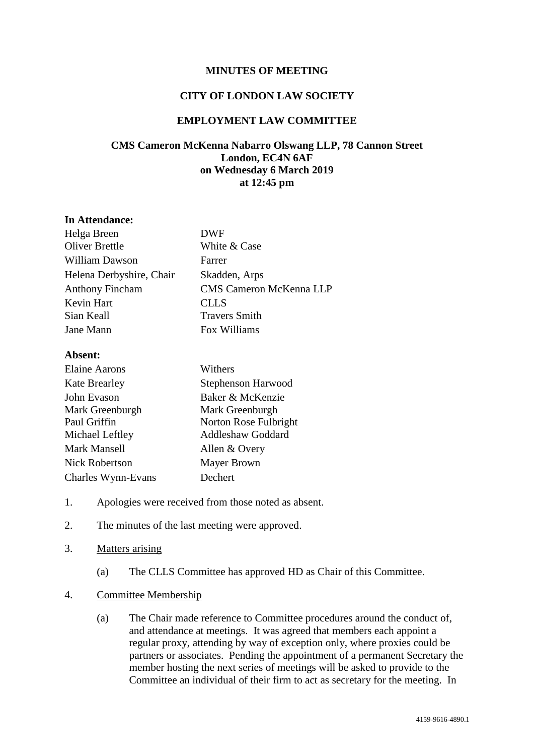**MINUTES OF MEETING**

**CITY OF LONDON LAW SOCIETY**

**EMPLOYMENT LAW COMMITTEE**

**CMS Cameron McKenna Nabarro Olswang LLP, 78 Cannon Street London, EC4N 6AF on Wednesday 6 March 2019 at 12:45 pm**

**In Attendance:**

| | |
|---|---|
| Helga Breen | DWF |
| Oliver Brettle | White & Case |
| William Dawson | Farrer |
| Helena Derbyshire, Chair | Skadden, Arps |
| Anthony Fincham | CMS Cameron McKenna LLP |
| Kevin Hart | CLLS |
| Sian Keall | Travers Smith |
| Jane Mann | Fox Williams |

**Absent:**

| | |
|---|---|
| Elaine Aarons | Withers |
| Kate Brearley | Stephenson Harwood |
| John Evason | Baker & McKenzie |
| Mark Greenburgh | Mark Greenburgh |
| Paul Griffin | Norton Rose Fulbright |
| Michael Leftley | Addleshaw Goddard |
| Mark Mansell | Allen & Overy |
| Nick Robertson | Mayer Brown |
| Charles Wynn-Evans | Dechert |

1. Apologies were received from those noted as absent.

2. The minutes of the last meeting were approved.

3. Matters arising

   (a) The CLLS Committee has approved HD as Chair of this Committee.

4. Committee Membership

   (a) The Chair made reference to Committee procedures around the conduct of, and attendance at meetings. It was agreed that members each appoint a regular proxy, attending by way of exception only, where proxies could be partners or associates. Pending the appointment of a permanent Secretary the member hosting the next series of meetings will be asked to provide to the Committee an individual of their firm to act as secretary for the meeting. In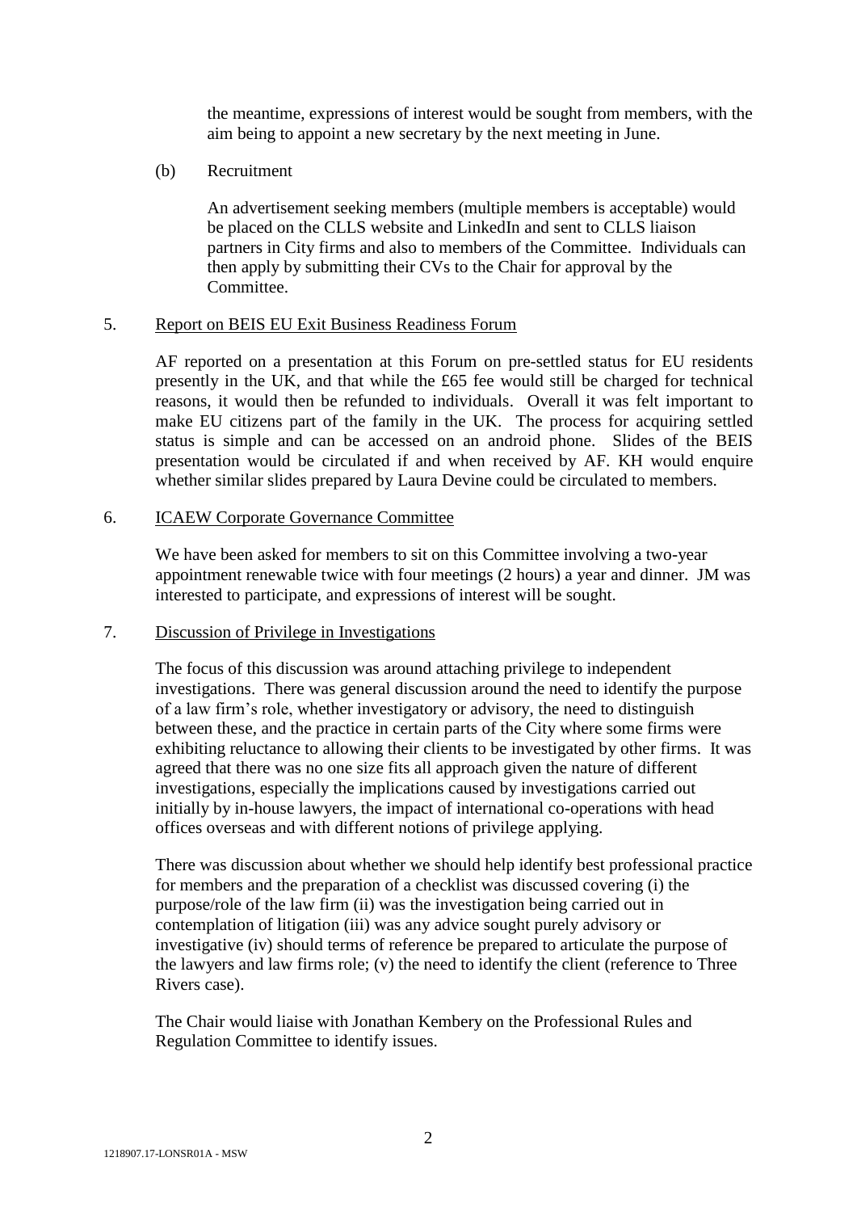the meantime, expressions of interest would be sought from members, with the aim being to appoint a new secretary by the next meeting in June.

(b) Recruitment

An advertisement seeking members (multiple members is acceptable) would be placed on the CLLS website and LinkedIn and sent to CLLS liaison partners in City firms and also to members of the Committee. Individuals can then apply by submitting their CVs to the Chair for approval by the Committee.

5. <u>Report on BEIS EU Exit Business Readiness Forum</u>

AF reported on a presentation at this Forum on pre-settled status for EU residents presently in the UK, and that while the £65 fee would still be charged for technical reasons, it would then be refunded to individuals. Overall it was felt important to make EU citizens part of the family in the UK. The process for acquiring settled status is simple and can be accessed on an android phone. Slides of the BEIS presentation would be circulated if and when received by AF. KH would enquire whether similar slides prepared by Laura Devine could be circulated to members.

6. <u>ICAEW Corporate Governance Committee</u>

We have been asked for members to sit on this Committee involving a two-year appointment renewable twice with four meetings (2 hours) a year and dinner. JM was interested to participate, and expressions of interest will be sought.

7. <u>Discussion of Privilege in Investigations</u>

The focus of this discussion was around attaching privilege to independent investigations. There was general discussion around the need to identify the purpose of a law firm's role, whether investigatory or advisory, the need to distinguish between these, and the practice in certain parts of the City where some firms were exhibiting reluctance to allowing their clients to be investigated by other firms. It was agreed that there was no one size fits all approach given the nature of different investigations, especially the implications caused by investigations carried out initially by in-house lawyers, the impact of international co-operations with head offices overseas and with different notions of privilege applying.

There was discussion about whether we should help identify best professional practice for members and the preparation of a checklist was discussed covering (i) the purpose/role of the law firm (ii) was the investigation being carried out in contemplation of litigation (iii) was any advice sought purely advisory or investigative (iv) should terms of reference be prepared to articulate the purpose of the lawyers and law firms role; (v) the need to identify the client (reference to Three Rivers case).

The Chair would liaise with Jonathan Kembery on the Professional Rules and Regulation Committee to identify issues.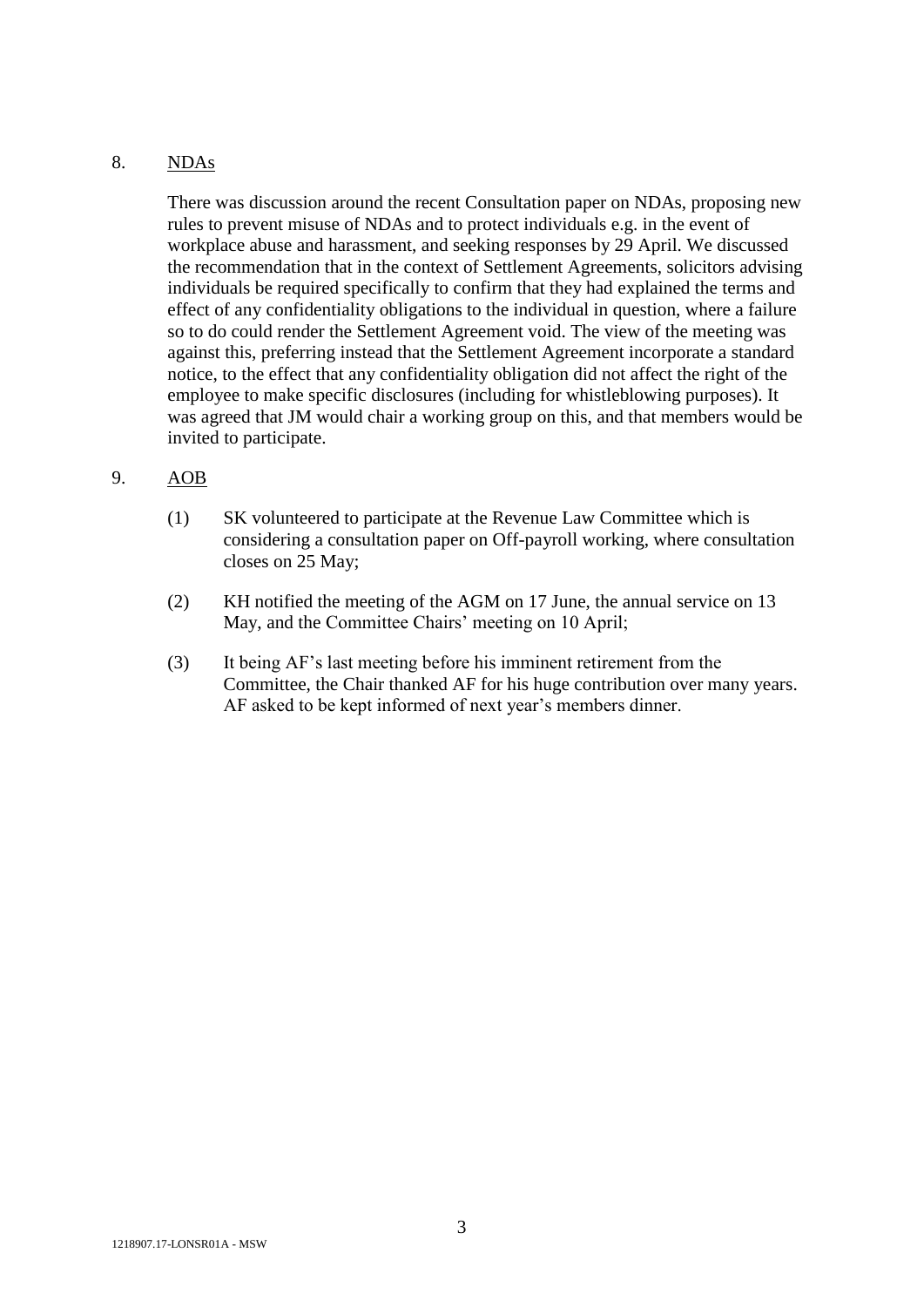8. <u>NDAs</u>

There was discussion around the recent Consultation paper on NDAs, proposing new rules to prevent misuse of NDAs and to protect individuals e.g. in the event of workplace abuse and harassment, and seeking responses by 29 April. We discussed the recommendation that in the context of Settlement Agreements, solicitors advising individuals be required specifically to confirm that they had explained the terms and effect of any confidentiality obligations to the individual in question, where a failure so to do could render the Settlement Agreement void. The view of the meeting was against this, preferring instead that the Settlement Agreement incorporate a standard notice, to the effect that any confidentiality obligation did not affect the right of the employee to make specific disclosures (including for whistleblowing purposes). It was agreed that JM would chair a working group on this, and that members would be invited to participate.

9. <u>AOB</u>

(1) SK volunteered to participate at the Revenue Law Committee which is considering a consultation paper on Off-payroll working, where consultation closes on 25 May;

(2) KH notified the meeting of the AGM on 17 June, the annual service on 13 May, and the Committee Chairs' meeting on 10 April;

(3) It being AF's last meeting before his imminent retirement from the Committee, the Chair thanked AF for his huge contribution over many years. AF asked to be kept informed of next year's members dinner.

1218907.17-LONSR01A - MSW